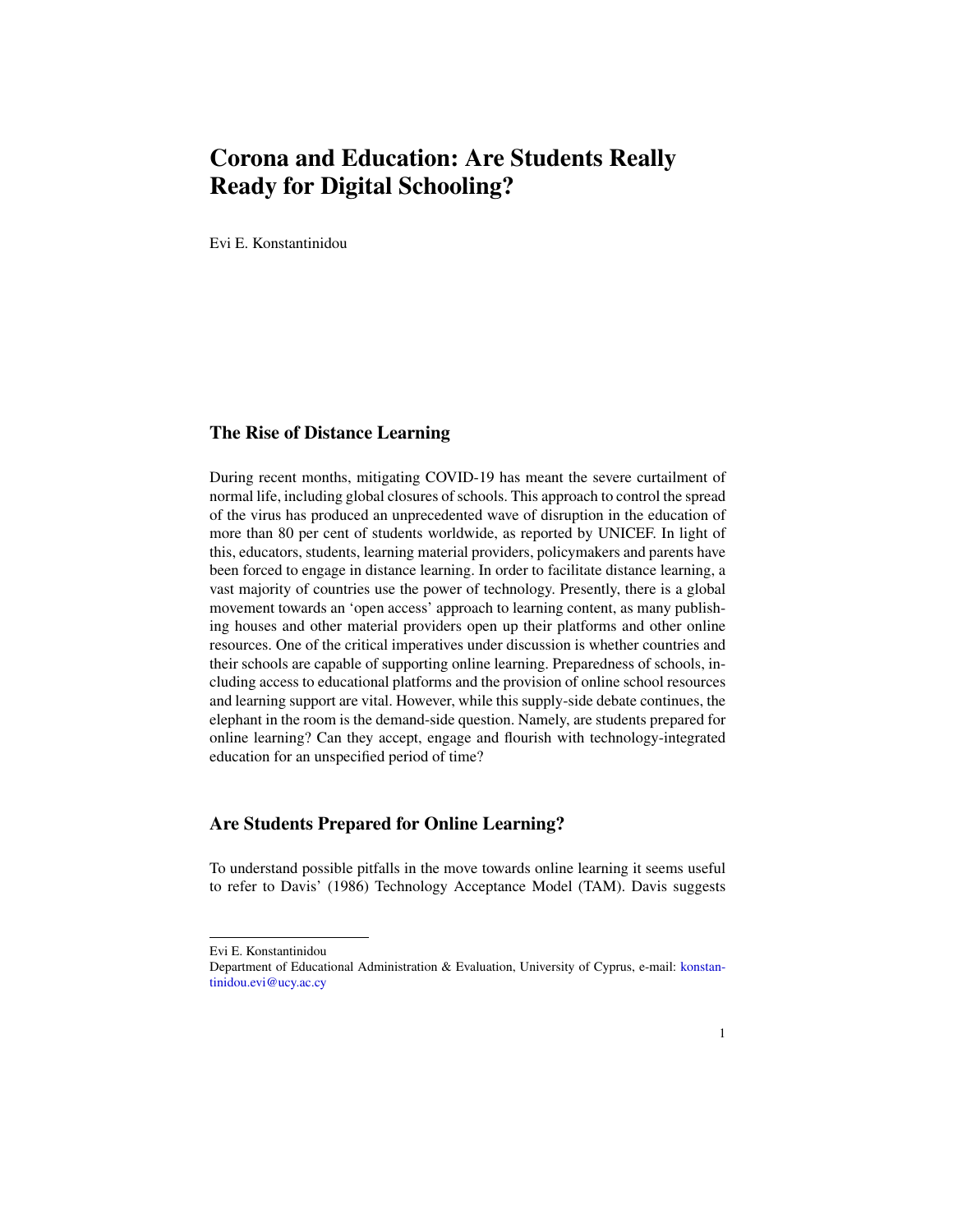# Corona and Education: Are Students Really Ready for Digital Schooling?

Evi E. Konstantinidou

## The Rise of Distance Learning

During recent months, mitigating COVID-19 has meant the severe curtailment of normal life, including global closures of schools. This approach to control the spread of the virus has produced an unprecedented wave of disruption in the education of more than 80 per cent of students worldwide, as reported by UNICEF. In light of this, educators, students, learning material providers, policymakers and parents have been forced to engage in distance learning. In order to facilitate distance learning, a vast majority of countries use the power of technology. Presently, there is a global movement towards an 'open access' approach to learning content, as many publishing houses and other material providers open up their platforms and other online resources. One of the critical imperatives under discussion is whether countries and their schools are capable of supporting online learning. Preparedness of schools, including access to educational platforms and the provision of online school resources and learning support are vital. However, while this supply-side debate continues, the elephant in the room is the demand-side question. Namely, are students prepared for online learning? Can they accept, engage and flourish with technology-integrated education for an unspecified period of time?

## Are Students Prepared for Online Learning?

To understand possible pitfalls in the move towards online learning it seems useful to refer to Davis' (1986) Technology Acceptance Model (TAM). Davis suggests

---

Evi E. Konstantinidou
Department of Educational Administration & Evaluation, University of Cyprus, e-mail: konstantinidou.evi@ucy.ac.cy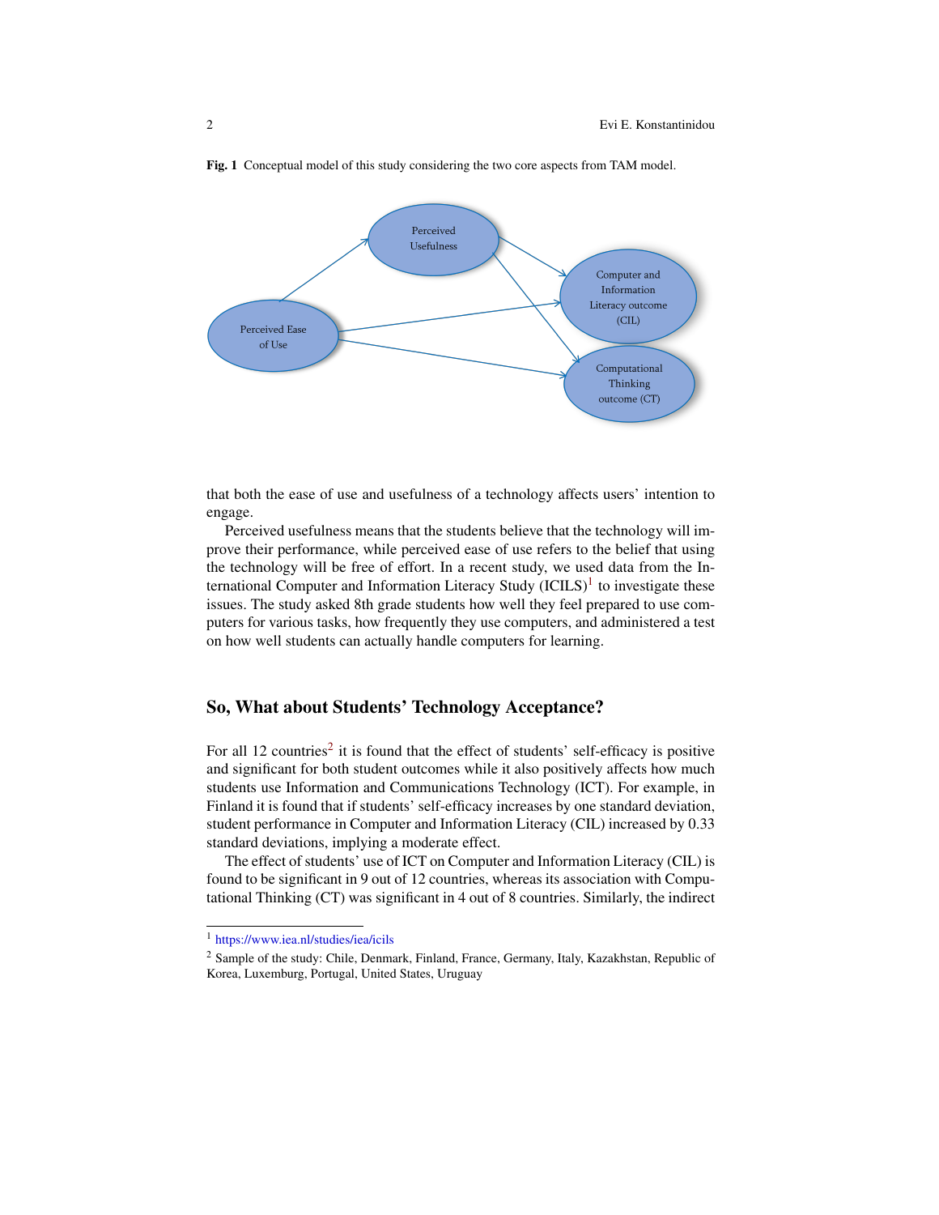**Fig. 1** Conceptual model of this study considering the two core aspects from TAM model.

that both the ease of use and usefulness of a technology affects users' intention to engage.

Perceived usefulness means that the students believe that the technology will improve their performance, while perceived ease of use refers to the belief that using the technology will be free of effort. In a recent study, we used data from the International Computer and Information Literacy Study (ICILS)[1] to investigate these issues. The study asked 8th grade students how well they feel prepared to use computers for various tasks, how frequently they use computers, and administered a test on how well students can actually handle computers for learning.

## So, What about Students' Technology Acceptance?

For all 12 countries[2] it is found that the effect of students' self-efficacy is positive and significant for both student outcomes while it also positively affects how much students use Information and Communications Technology (ICT). For example, in Finland it is found that if students' self-efficacy increases by one standard deviation, student performance in Computer and Information Literacy (CIL) increased by 0.33 standard deviations, implying a moderate effect.

The effect of students' use of ICT on Computer and Information Literacy (CIL) is found to be significant in 9 out of 12 countries, whereas its association with Computational Thinking (CT) was significant in 4 out of 8 countries. Similarly, the indirect

[1] https://www.iea.nl/studies/iea/icils

[2] Sample of the study: Chile, Denmark, Finland, France, Germany, Italy, Kazakhstan, Republic of Korea, Luxemburg, Portugal, United States, Uruguay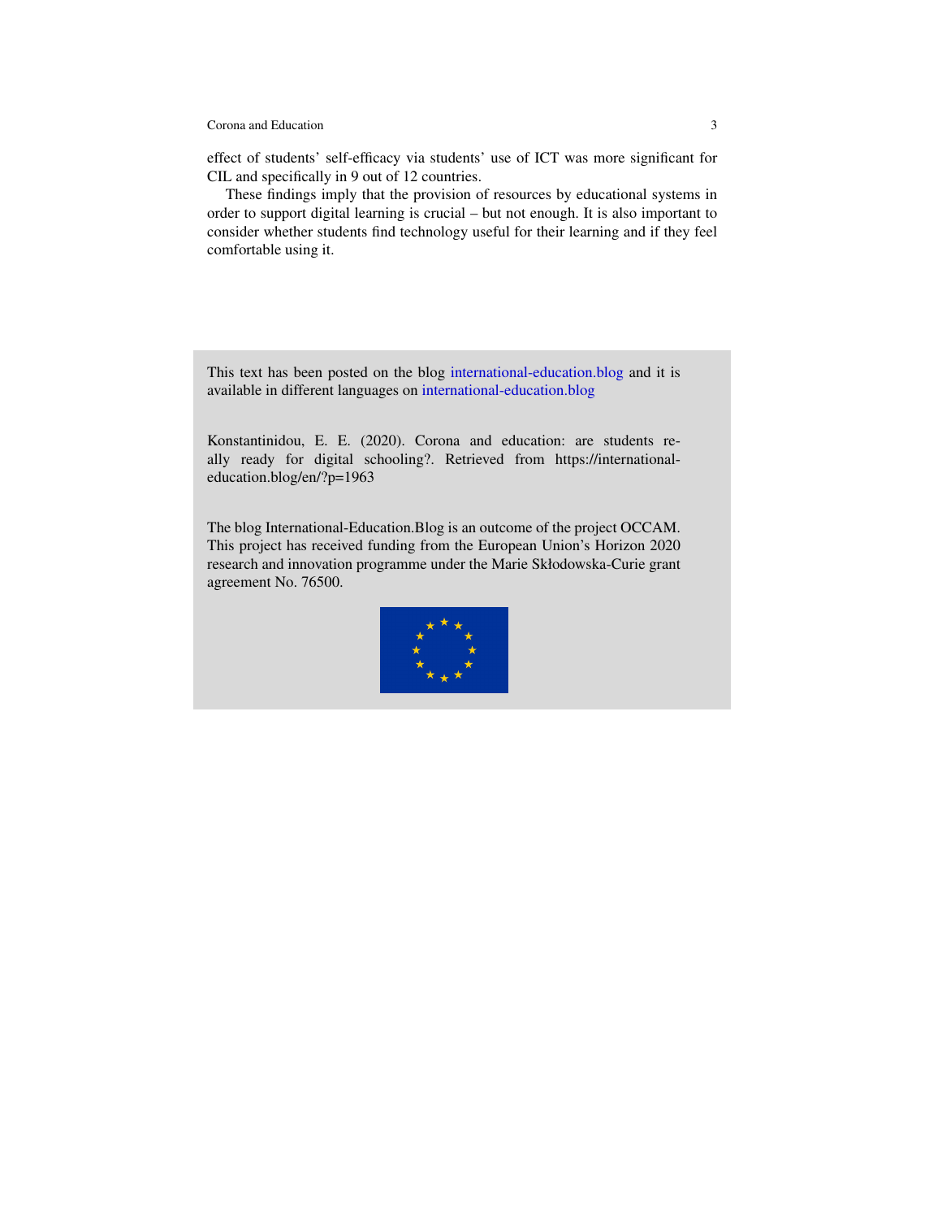effect of students' self-efficacy via students' use of ICT was more significant for CIL and specifically in 9 out of 12 countries.

These findings imply that the provision of resources by educational systems in order to support digital learning is crucial – but not enough. It is also important to consider whether students find technology useful for their learning and if they feel comfortable using it.

This text has been posted on the blog international-education.blog and it is available in different languages on international-education.blog

Konstantinidou, E. E. (2020). Corona and education: are students really ready for digital schooling?. Retrieved from https://international-education.blog/en/?p=1963

The blog International-Education.Blog is an outcome of the project OCCAM. This project has received funding from the European Union's Horizon 2020 research and innovation programme under the Marie Skłodowska-Curie grant agreement No. 76500.